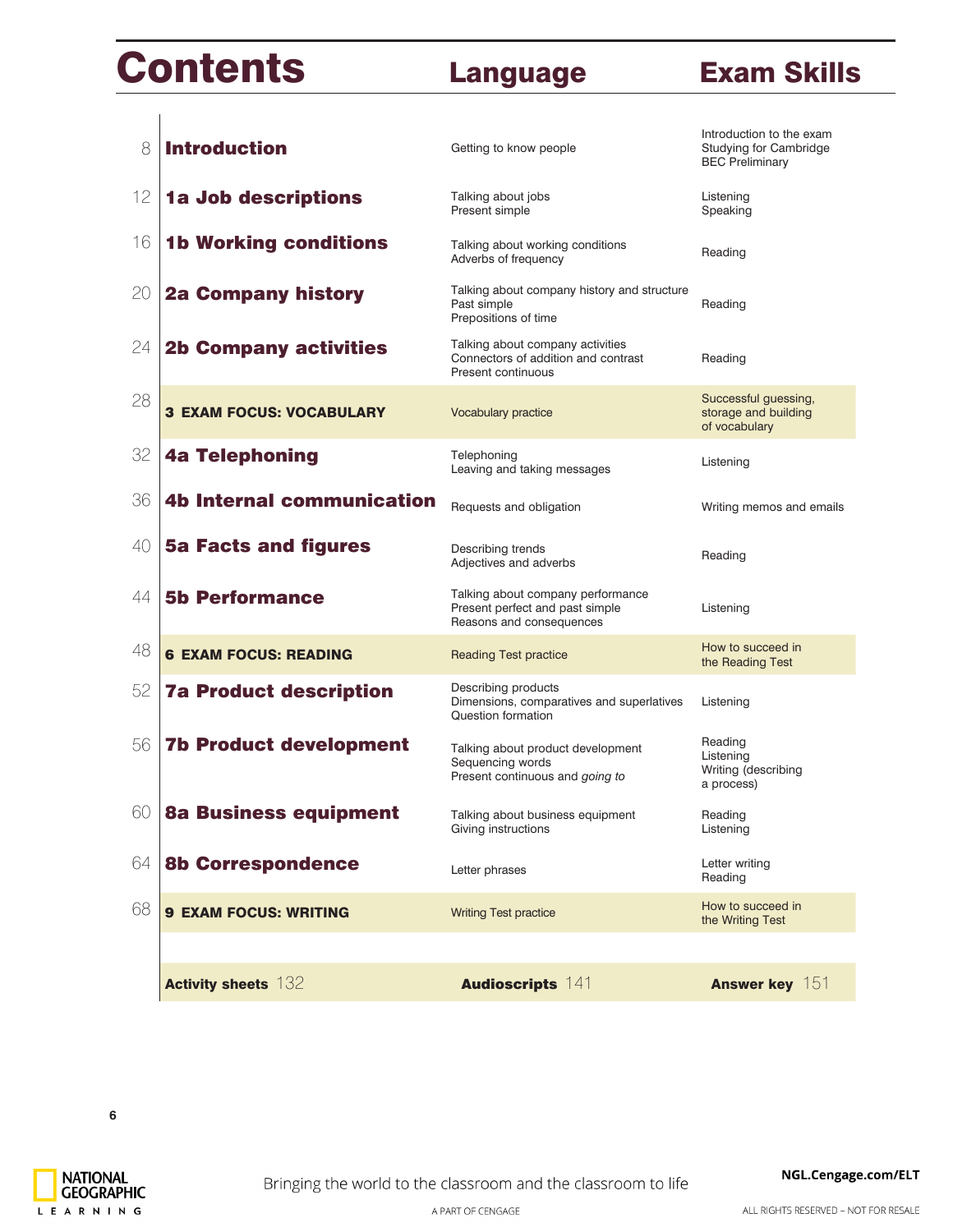# Contents

| Page | Unit | Language | Exam Skills |
|---|---|---|---|
| 8 | **Introduction** | Getting to know people | Introduction to the exam<br>Studying for Cambridge BEC Preliminary |
| 12 | **1a Job descriptions** | Talking about jobs<br>Present simple | Listening<br>Speaking |
| 16 | **1b Working conditions** | Talking about working conditions<br>Adverbs of frequency | Reading |
| 20 | **2a Company history** | Talking about company history and structure<br>Past simple<br>Prepositions of time | Reading |
| 24 | **2b Company activities** | Talking about company activities<br>Connectors of addition and contrast<br>Present continuous | Reading |
| 28 | **3 EXAM FOCUS: VOCABULARY** | Vocabulary practice | Successful guessing, storage and building of vocabulary |
| 32 | **4a Telephoning** | Telephoning<br>Leaving and taking messages | Listening |
| 36 | **4b Internal communication** | Requests and obligation | Writing memos and emails |
| 40 | **5a Facts and figures** | Describing trends<br>Adjectives and adverbs | Reading |
| 44 | **5b Performance** | Talking about company performance<br>Present perfect and past simple<br>Reasons and consequences | Listening |
| 48 | **6 EXAM FOCUS: READING** | Reading Test practice | How to succeed in the Reading Test |
| 52 | **7a Product description** | Describing products<br>Dimensions, comparatives and superlatives<br>Question formation | Listening |
| 56 | **7b Product development** | Talking about product development<br>Sequencing words<br>Present continuous and *going to* | Reading<br>Listening<br>Writing (describing a process) |
| 60 | **8a Business equipment** | Talking about business equipment<br>Giving instructions | Reading<br>Listening |
| 64 | **8b Correspondence** | Letter phrases | Letter writing<br>Reading |
| 68 | **9 EXAM FOCUS: WRITING** | Writing Test practice | How to succeed in the Writing Test |

**Activity sheets** 132 **Audioscripts** 141 **Answer key** 151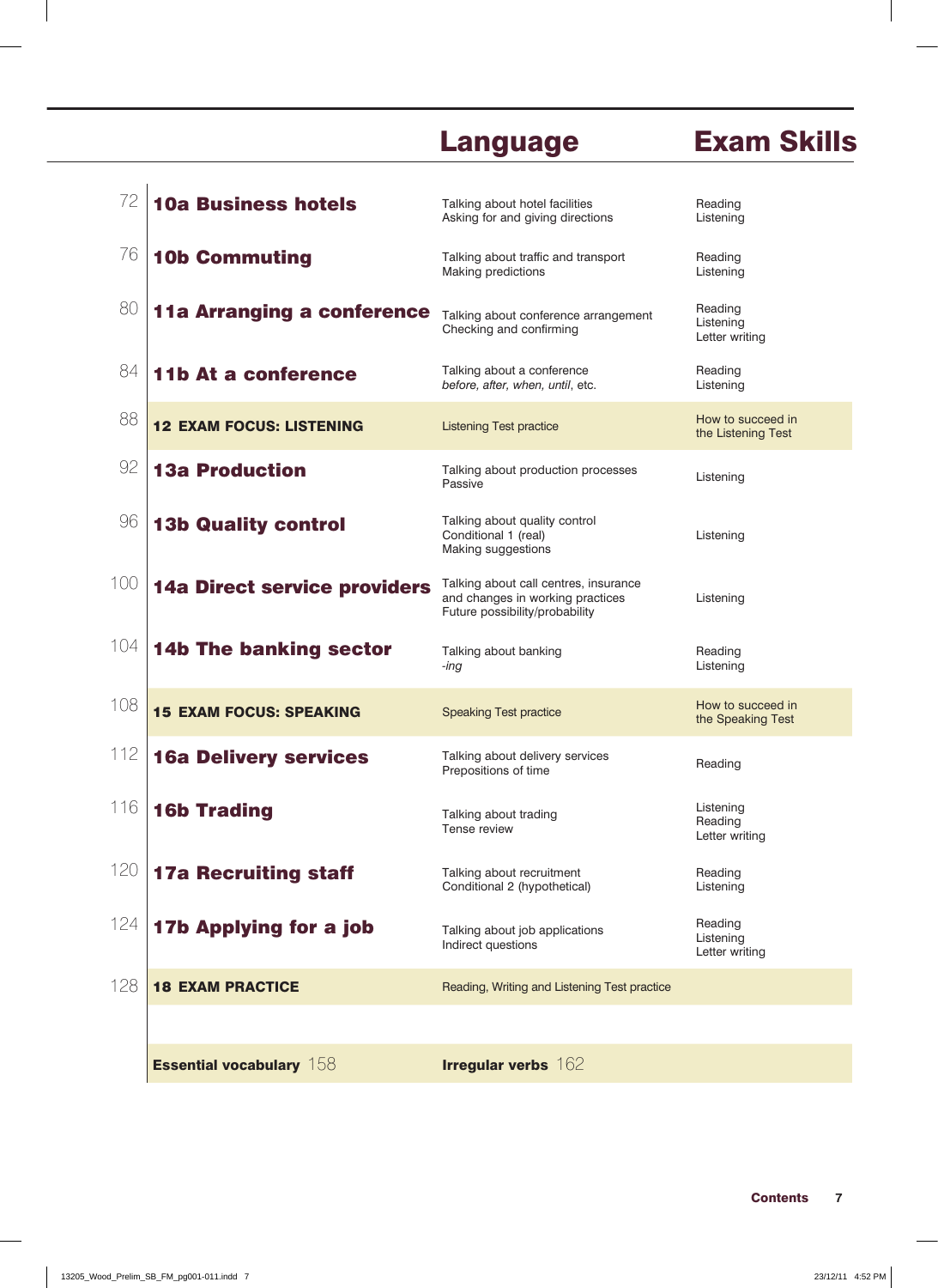| | | Language | Exam Skills |
|---|---|---|---|
| 72 | **10a Business hotels** | Talking about hotel facilities<br>Asking for and giving directions | Reading<br>Listening |
| 76 | **10b Commuting** | Talking about traffic and transport<br>Making predictions | Reading<br>Listening |
| 80 | **11a Arranging a conference** | Talking about conference arrangement<br>Checking and confirming | Reading<br>Listening<br>Letter writing |
| 84 | **11b At a conference** | Talking about a conference<br>*before, after, when, until*, etc. | Reading<br>Listening |
| 88 | **12 EXAM FOCUS: LISTENING** | Listening Test practice | How to succeed in the Listening Test |
| 92 | **13a Production** | Talking about production processes<br>Passive | Listening |
| 96 | **13b Quality control** | Talking about quality control<br>Conditional 1 (real)<br>Making suggestions | Listening |
| 100 | **14a Direct service providers** | Talking about call centres, insurance and changes in working practices<br>Future possibility/probability | Listening |
| 104 | **14b The banking sector** | Talking about banking<br>*-ing* | Reading<br>Listening |
| 108 | **15 EXAM FOCUS: SPEAKING** | Speaking Test practice | How to succeed in the Speaking Test |
| 112 | **16a Delivery services** | Talking about delivery services<br>Prepositions of time | Reading |
| 116 | **16b Trading** | Talking about trading<br>Tense review | Listening<br>Reading<br>Letter writing |
| 120 | **17a Recruiting staff** | Talking about recruitment<br>Conditional 2 (hypothetical) | Reading<br>Listening |
| 124 | **17b Applying for a job** | Talking about job applications<br>Indirect questions | Reading<br>Listening<br>Letter writing |
| 128 | **18 EXAM PRACTICE** | Reading, Writing and Listening Test practice | |

**Essential vocabulary** 158

**Irregular verbs** 162